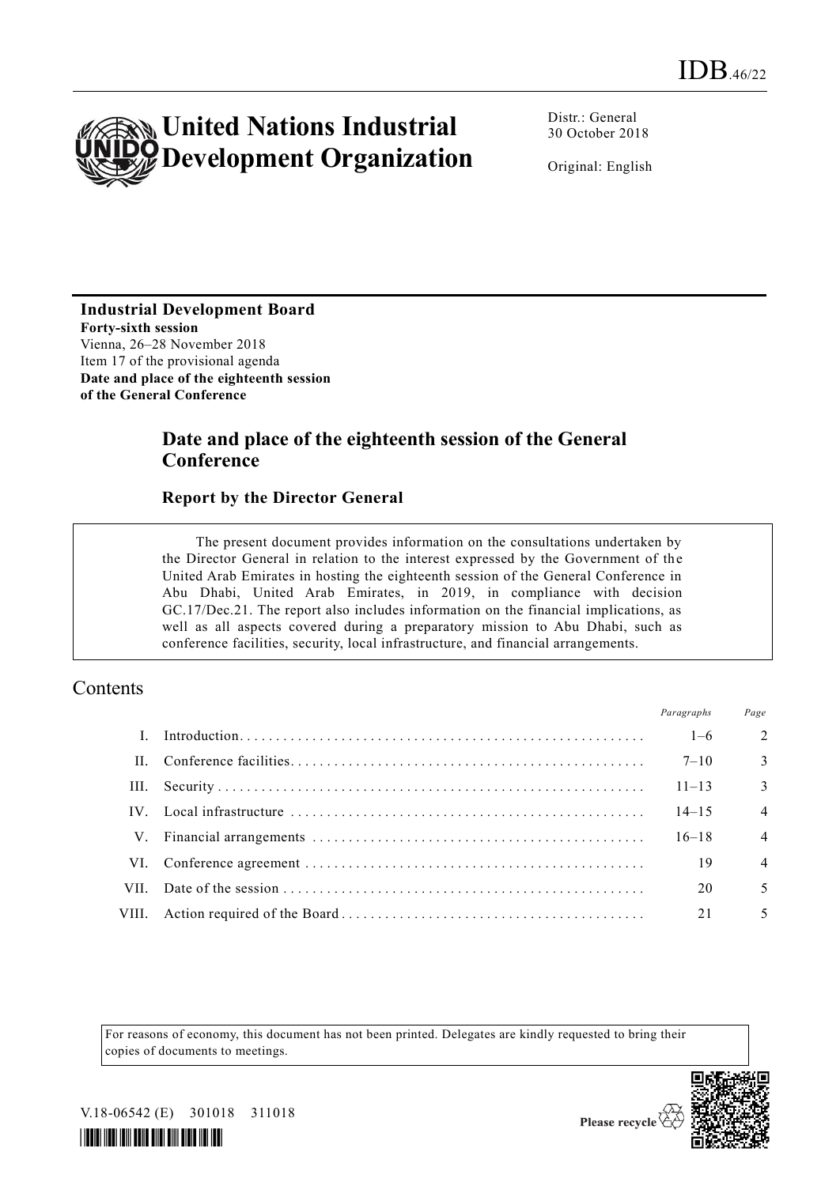IDB.46/22

# United Nations Industrial Development Organization

Distr.: General
30 October 2018

Original: English

**Industrial Development Board**
**Forty-sixth session**
Vienna, 26–28 November 2018
Item 17 of the provisional agenda
**Date and place of the eighteenth session of the General Conference**

## Date and place of the eighteenth session of the General Conference

### Report by the Director General

> The present document provides information on the consultations undertaken by the Director General in relation to the interest expressed by the Government of the United Arab Emirates in hosting the eighteenth session of the General Conference in Abu Dhabi, United Arab Emirates, in 2019, in compliance with decision GC.17/Dec.21. The report also includes information on the financial implications, as well as all aspects covered during a preparatory mission to Abu Dhabi, such as conference facilities, security, local infrastructure, and financial arrangements.

## Contents

| | | *Paragraphs* | *Page* |
|---|---|---|---|
| I. | Introduction | 1–6 | 2 |
| II. | Conference facilities | 7–10 | 3 |
| III. | Security | 11–13 | 3 |
| IV. | Local infrastructure | 14–15 | 4 |
| V. | Financial arrangements | 16–18 | 4 |
| VI. | Conference agreement | 19 | 4 |
| VII. | Date of the session | 20 | 5 |
| VIII. | Action required of the Board | 21 | 5 |

For reasons of economy, this document has not been printed. Delegates are kindly requested to bring their copies of documents to meetings.

V.18-06542 (E) 301018 311018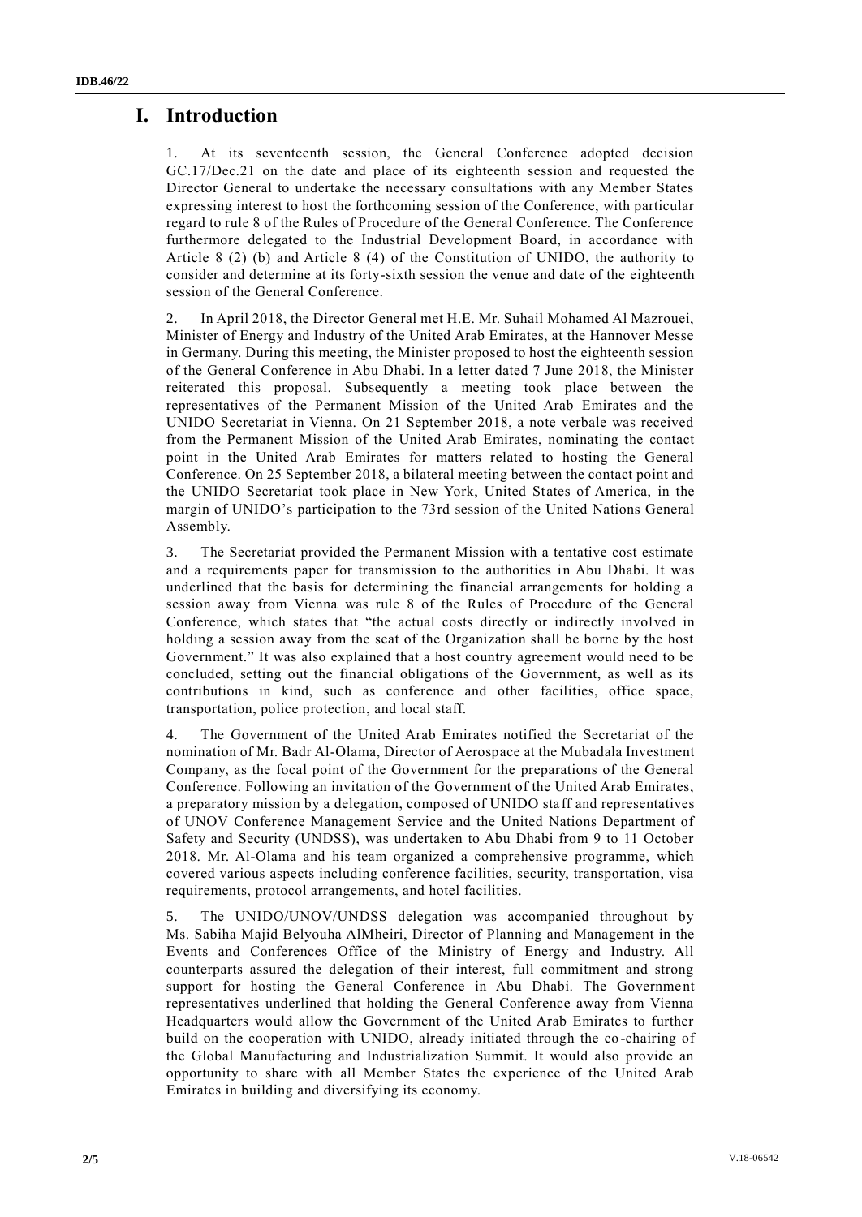# I. Introduction

1. At its seventeenth session, the General Conference adopted decision GC.17/Dec.21 on the date and place of its eighteenth session and requested the Director General to undertake the necessary consultations with any Member States expressing interest to host the forthcoming session of the Conference, with particular regard to rule 8 of the Rules of Procedure of the General Conference. The Conference furthermore delegated to the Industrial Development Board, in accordance with Article 8 (2) (b) and Article 8 (4) of the Constitution of UNIDO, the authority to consider and determine at its forty-sixth session the venue and date of the eighteenth session of the General Conference.

2. In April 2018, the Director General met H.E. Mr. Suhail Mohamed Al Mazrouei, Minister of Energy and Industry of the United Arab Emirates, at the Hannover Messe in Germany. During this meeting, the Minister proposed to host the eighteenth session of the General Conference in Abu Dhabi. In a letter dated 7 June 2018, the Minister reiterated this proposal. Subsequently a meeting took place between the representatives of the Permanent Mission of the United Arab Emirates and the UNIDO Secretariat in Vienna. On 21 September 2018, a note verbale was received from the Permanent Mission of the United Arab Emirates, nominating the contact point in the United Arab Emirates for matters related to hosting the General Conference. On 25 September 2018, a bilateral meeting between the contact point and the UNIDO Secretariat took place in New York, United States of America, in the margin of UNIDO's participation to the 73rd session of the United Nations General Assembly.

3. The Secretariat provided the Permanent Mission with a tentative cost estimate and a requirements paper for transmission to the authorities in Abu Dhabi. It was underlined that the basis for determining the financial arrangements for holding a session away from Vienna was rule 8 of the Rules of Procedure of the General Conference, which states that "the actual costs directly or indirectly involved in holding a session away from the seat of the Organization shall be borne by the host Government." It was also explained that a host country agreement would need to be concluded, setting out the financial obligations of the Government, as well as its contributions in kind, such as conference and other facilities, office space, transportation, police protection, and local staff.

4. The Government of the United Arab Emirates notified the Secretariat of the nomination of Mr. Badr Al-Olama, Director of Aerospace at the Mubadala Investment Company, as the focal point of the Government for the preparations of the General Conference. Following an invitation of the Government of the United Arab Emirates, a preparatory mission by a delegation, composed of UNIDO staff and representatives of UNOV Conference Management Service and the United Nations Department of Safety and Security (UNDSS), was undertaken to Abu Dhabi from 9 to 11 October 2018. Mr. Al-Olama and his team organized a comprehensive programme, which covered various aspects including conference facilities, security, transportation, visa requirements, protocol arrangements, and hotel facilities.

5. The UNIDO/UNOV/UNDSS delegation was accompanied throughout by Ms. Sabiha Majid Belyouha AlMheiri, Director of Planning and Management in the Events and Conferences Office of the Ministry of Energy and Industry. All counterparts assured the delegation of their interest, full commitment and strong support for hosting the General Conference in Abu Dhabi. The Government representatives underlined that holding the General Conference away from Vienna Headquarters would allow the Government of the United Arab Emirates to further build on the cooperation with UNIDO, already initiated through the co-chairing of the Global Manufacturing and Industrialization Summit. It would also provide an opportunity to share with all Member States the experience of the United Arab Emirates in building and diversifying its economy.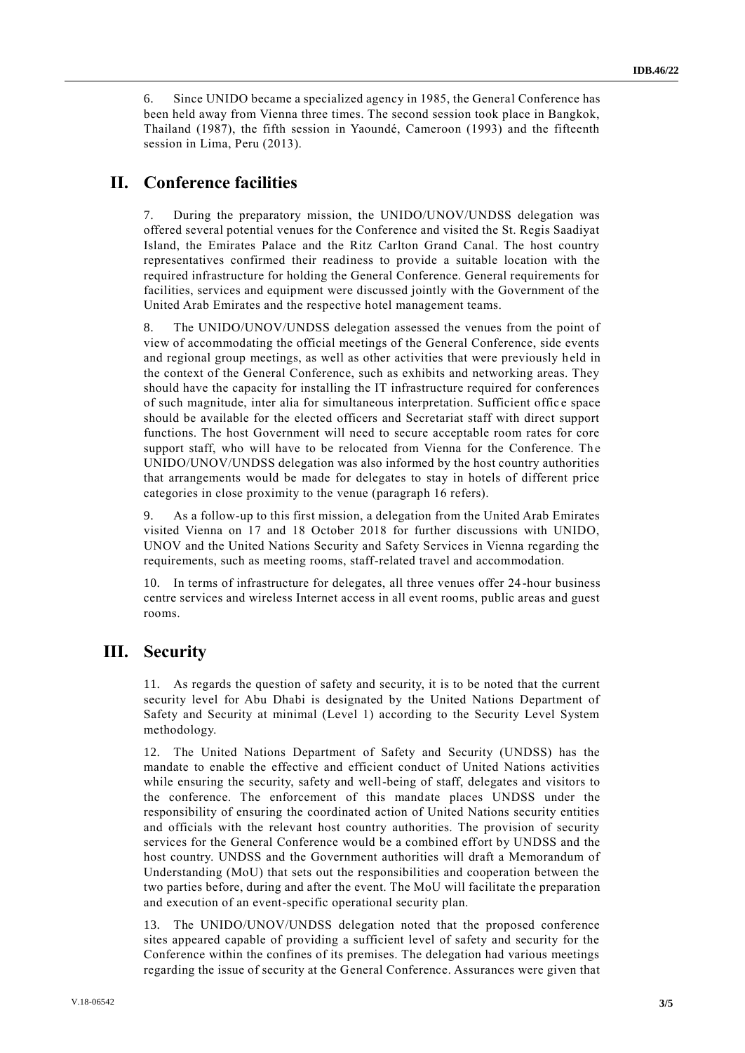6. Since UNIDO became a specialized agency in 1985, the General Conference has been held away from Vienna three times. The second session took place in Bangkok, Thailand (1987), the fifth session in Yaoundé, Cameroon (1993) and the fifteenth session in Lima, Peru (2013).

## II. Conference facilities

7. During the preparatory mission, the UNIDO/UNOV/UNDSS delegation was offered several potential venues for the Conference and visited the St. Regis Saadiyat Island, the Emirates Palace and the Ritz Carlton Grand Canal. The host country representatives confirmed their readiness to provide a suitable location with the required infrastructure for holding the General Conference. General requirements for facilities, services and equipment were discussed jointly with the Government of the United Arab Emirates and the respective hotel management teams.

8. The UNIDO/UNOV/UNDSS delegation assessed the venues from the point of view of accommodating the official meetings of the General Conference, side events and regional group meetings, as well as other activities that were previously held in the context of the General Conference, such as exhibits and networking areas. They should have the capacity for installing the IT infrastructure required for conferences of such magnitude, inter alia for simultaneous interpretation. Sufficient office space should be available for the elected officers and Secretariat staff with direct support functions. The host Government will need to secure acceptable room rates for core support staff, who will have to be relocated from Vienna for the Conference. The UNIDO/UNOV/UNDSS delegation was also informed by the host country authorities that arrangements would be made for delegates to stay in hotels of different price categories in close proximity to the venue (paragraph 16 refers).

9. As a follow-up to this first mission, a delegation from the United Arab Emirates visited Vienna on 17 and 18 October 2018 for further discussions with UNIDO, UNOV and the United Nations Security and Safety Services in Vienna regarding the requirements, such as meeting rooms, staff-related travel and accommodation.

10. In terms of infrastructure for delegates, all three venues offer 24-hour business centre services and wireless Internet access in all event rooms, public areas and guest rooms.

## III. Security

11. As regards the question of safety and security, it is to be noted that the current security level for Abu Dhabi is designated by the United Nations Department of Safety and Security at minimal (Level 1) according to the Security Level System methodology.

12. The United Nations Department of Safety and Security (UNDSS) has the mandate to enable the effective and efficient conduct of United Nations activities while ensuring the security, safety and well-being of staff, delegates and visitors to the conference. The enforcement of this mandate places UNDSS under the responsibility of ensuring the coordinated action of United Nations security entities and officials with the relevant host country authorities. The provision of security services for the General Conference would be a combined effort by UNDSS and the host country. UNDSS and the Government authorities will draft a Memorandum of Understanding (MoU) that sets out the responsibilities and cooperation between the two parties before, during and after the event. The MoU will facilitate the preparation and execution of an event-specific operational security plan.

13. The UNIDO/UNOV/UNDSS delegation noted that the proposed conference sites appeared capable of providing a sufficient level of safety and security for the Conference within the confines of its premises. The delegation had various meetings regarding the issue of security at the General Conference. Assurances were given that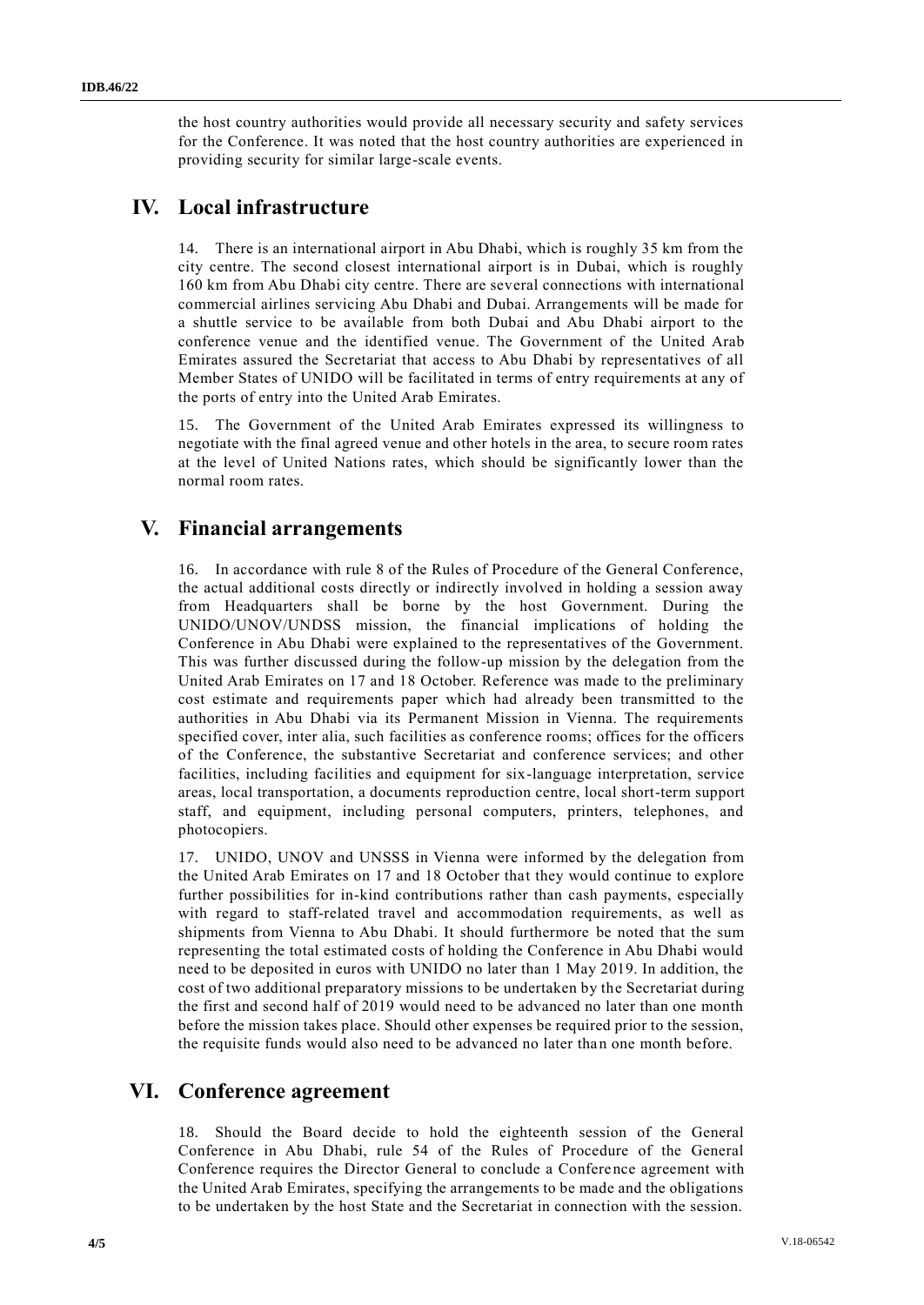the host country authorities would provide all necessary security and safety services for the Conference. It was noted that the host country authorities are experienced in providing security for similar large-scale events.

## IV. Local infrastructure

14. There is an international airport in Abu Dhabi, which is roughly 35 km from the city centre. The second closest international airport is in Dubai, which is roughly 160 km from Abu Dhabi city centre. There are several connections with international commercial airlines servicing Abu Dhabi and Dubai. Arrangements will be made for a shuttle service to be available from both Dubai and Abu Dhabi airport to the conference venue and the identified venue. The Government of the United Arab Emirates assured the Secretariat that access to Abu Dhabi by representatives of all Member States of UNIDO will be facilitated in terms of entry requirements at any of the ports of entry into the United Arab Emirates.

15. The Government of the United Arab Emirates expressed its willingness to negotiate with the final agreed venue and other hotels in the area, to secure room rates at the level of United Nations rates, which should be significantly lower than the normal room rates.

## V. Financial arrangements

16. In accordance with rule 8 of the Rules of Procedure of the General Conference, the actual additional costs directly or indirectly involved in holding a session away from Headquarters shall be borne by the host Government. During the UNIDO/UNOV/UNDSS mission, the financial implications of holding the Conference in Abu Dhabi were explained to the representatives of the Government. This was further discussed during the follow-up mission by the delegation from the United Arab Emirates on 17 and 18 October. Reference was made to the preliminary cost estimate and requirements paper which had already been transmitted to the authorities in Abu Dhabi via its Permanent Mission in Vienna. The requirements specified cover, inter alia, such facilities as conference rooms; offices for the officers of the Conference, the substantive Secretariat and conference services; and other facilities, including facilities and equipment for six-language interpretation, service areas, local transportation, a documents reproduction centre, local short-term support staff, and equipment, including personal computers, printers, telephones, and photocopiers.

17. UNIDO, UNOV and UNSSS in Vienna were informed by the delegation from the United Arab Emirates on 17 and 18 October that they would continue to explore further possibilities for in-kind contributions rather than cash payments, especially with regard to staff-related travel and accommodation requirements, as well as shipments from Vienna to Abu Dhabi. It should furthermore be noted that the sum representing the total estimated costs of holding the Conference in Abu Dhabi would need to be deposited in euros with UNIDO no later than 1 May 2019. In addition, the cost of two additional preparatory missions to be undertaken by the Secretariat during the first and second half of 2019 would need to be advanced no later than one month before the mission takes place. Should other expenses be required prior to the session, the requisite funds would also need to be advanced no later than one month before.

## VI. Conference agreement

18. Should the Board decide to hold the eighteenth session of the General Conference in Abu Dhabi, rule 54 of the Rules of Procedure of the General Conference requires the Director General to conclude a Conference agreement with the United Arab Emirates, specifying the arrangements to be made and the obligations to be undertaken by the host State and the Secretariat in connection with the session.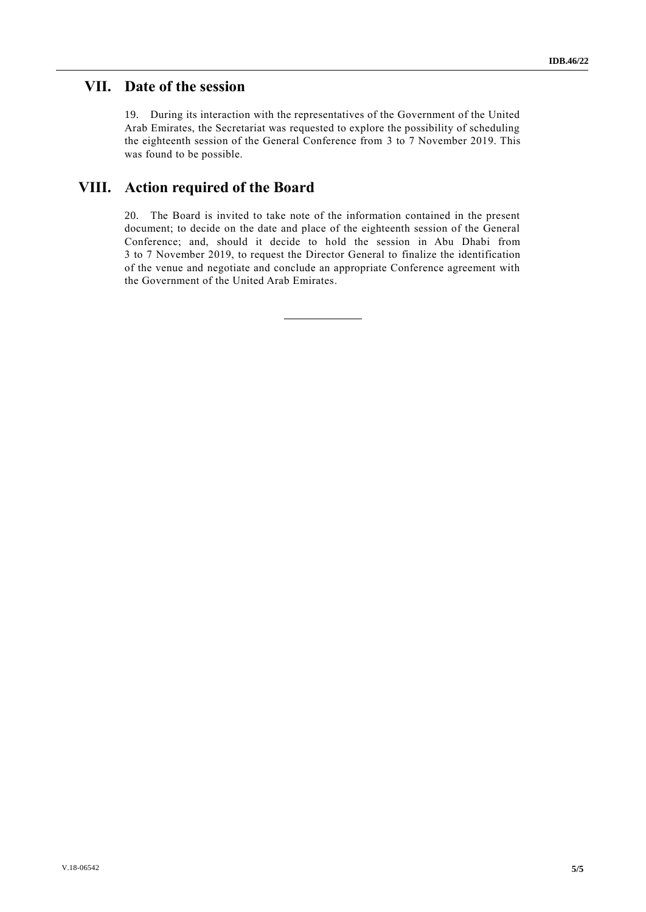## VII. Date of the session

19. During its interaction with the representatives of the Government of the United Arab Emirates, the Secretariat was requested to explore the possibility of scheduling the eighteenth session of the General Conference from 3 to 7 November 2019. This was found to be possible.

## VIII. Action required of the Board

20. The Board is invited to take note of the information contained in the present document; to decide on the date and place of the eighteenth session of the General Conference; and, should it decide to hold the session in Abu Dhabi from 3 to 7 November 2019, to request the Director General to finalize the identification of the venue and negotiate and conclude an appropriate Conference agreement with the Government of the United Arab Emirates.